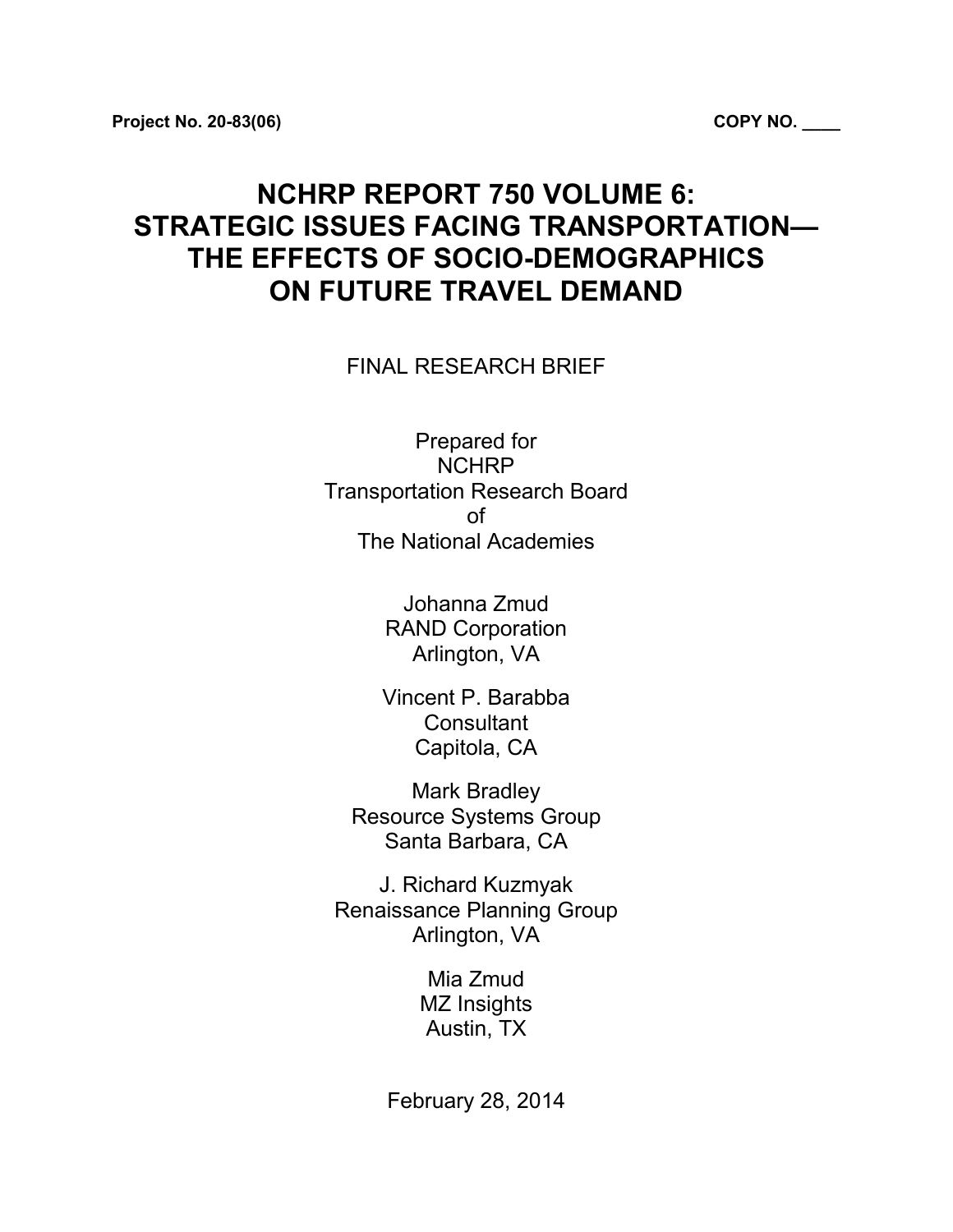**Project No. 20-83(06)** **COPY NO. ____**

# NCHRP REPORT 750 VOLUME 6: STRATEGIC ISSUES FACING TRANSPORTATION— THE EFFECTS OF SOCIO-DEMOGRAPHICS ON FUTURE TRAVEL DEMAND

FINAL RESEARCH BRIEF

Prepared for
NCHRP
Transportation Research Board
of
The National Academies

Johanna Zmud
RAND Corporation
Arlington, VA

Vincent P. Barabba
Consultant
Capitola, CA

Mark Bradley
Resource Systems Group
Santa Barbara, CA

J. Richard Kuzmyak
Renaissance Planning Group
Arlington, VA

Mia Zmud
MZ Insights
Austin, TX

February 28, 2014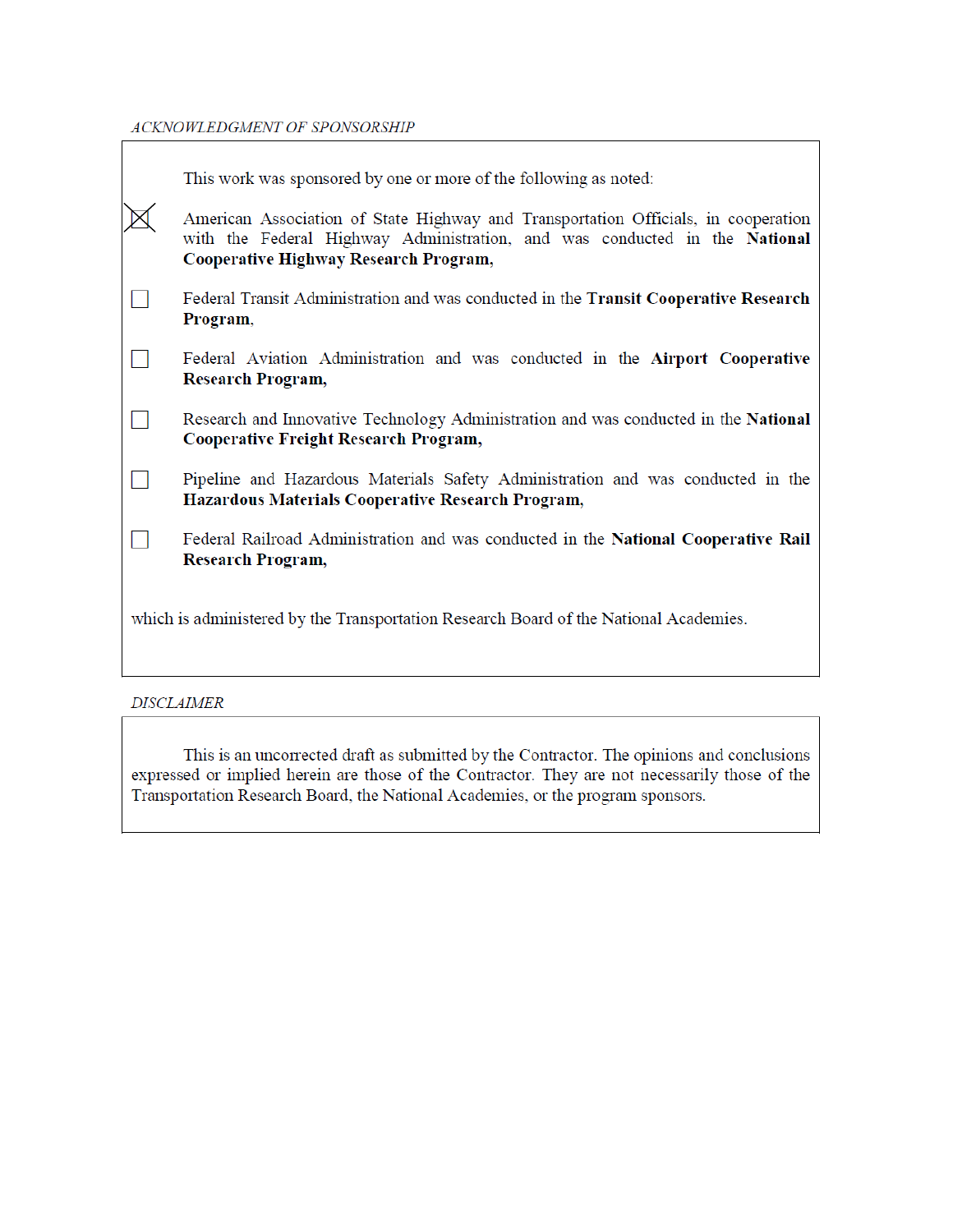*ACKNOWLEDGMENT OF SPONSORSHIP*

This work was sponsored by one or more of the following as noted:

- [x] American Association of State Highway and Transportation Officials, in cooperation with the Federal Highway Administration, and was conducted in the **National Cooperative Highway Research Program,**

- [ ] Federal Transit Administration and was conducted in the **Transit Cooperative Research Program**,

- [ ] Federal Aviation Administration and was conducted in the **Airport Cooperative Research Program,**

- [ ] Research and Innovative Technology Administration and was conducted in the **National Cooperative Freight Research Program,**

- [ ] Pipeline and Hazardous Materials Safety Administration and was conducted in the **Hazardous Materials Cooperative Research Program,**

- [ ] Federal Railroad Administration and was conducted in the **National Cooperative Rail Research Program,**

which is administered by the Transportation Research Board of the National Academies.

*DISCLAIMER*

This is an uncorrected draft as submitted by the Contractor. The opinions and conclusions expressed or implied herein are those of the Contractor. They are not necessarily those of the Transportation Research Board, the National Academies, or the program sponsors.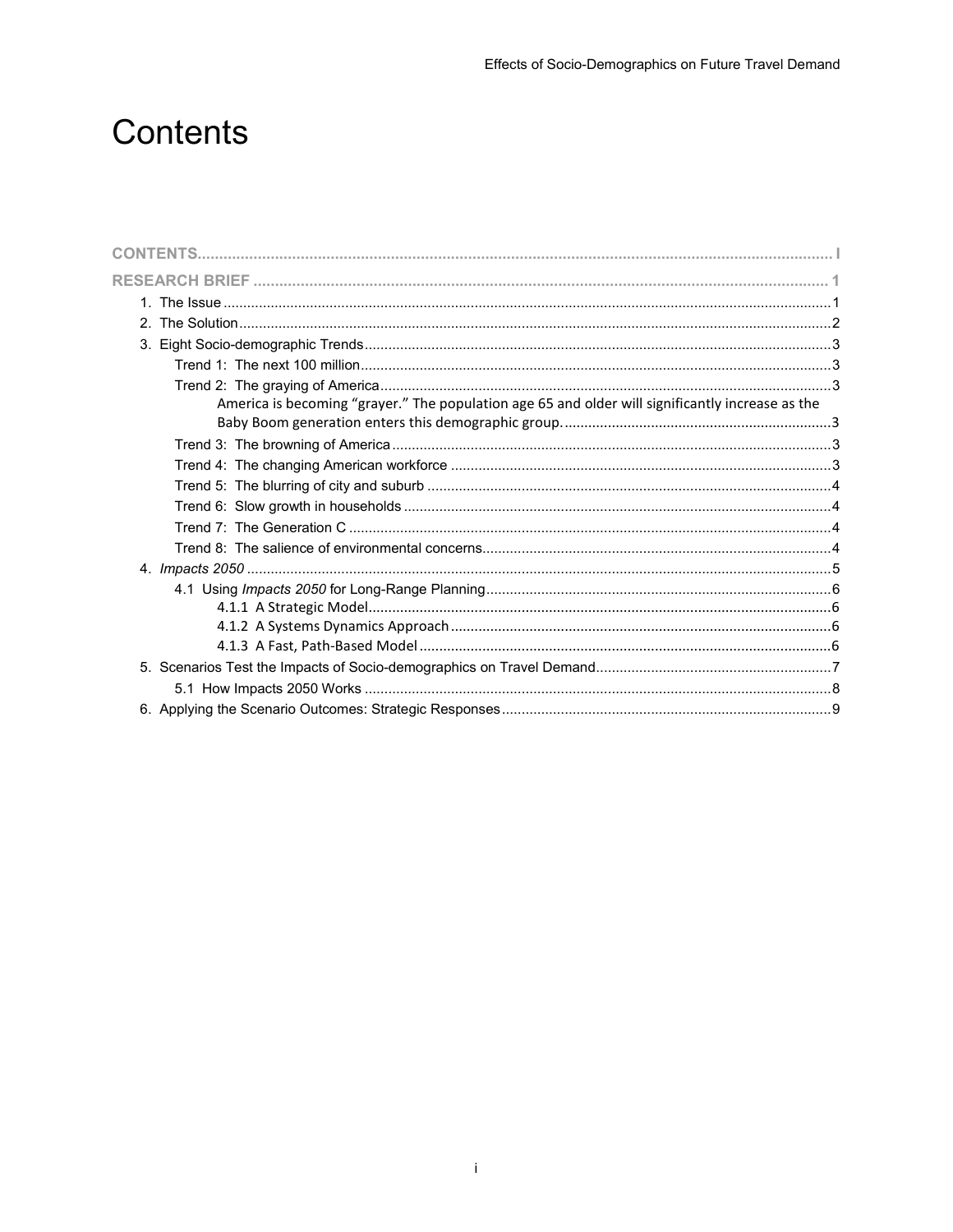# Contents

CONTENTS .......... I

RESEARCH BRIEF .......... 1

- 1. The Issue .......... 1
- 2. The Solution .......... 2
- 3. Eight Socio-demographic Trends .......... 3
  - Trend 1: The next 100 million .......... 3
  - Trend 2: The graying of America .......... 3
    - America is becoming "grayer." The population age 65 and older will significantly increase as the Baby Boom generation enters this demographic group. .......... 3
  - Trend 3: The browning of America .......... 3
  - Trend 4: The changing American workforce .......... 3
  - Trend 5: The blurring of city and suburb .......... 4
  - Trend 6: Slow growth in households .......... 4
  - Trend 7: The Generation C .......... 4
  - Trend 8: The salience of environmental concerns .......... 4
- 4. *Impacts 2050* .......... 5
  - 4.1 Using *Impacts 2050* for Long-Range Planning .......... 6
    - 4.1.1 A Strategic Model .......... 6
    - 4.1.2 A Systems Dynamics Approach .......... 6
    - 4.1.3 A Fast, Path-Based Model .......... 6
- 5. Scenarios Test the Impacts of Socio-demographics on Travel Demand .......... 7
  - 5.1 How Impacts 2050 Works .......... 8
- 6. Applying the Scenario Outcomes: Strategic Responses .......... 9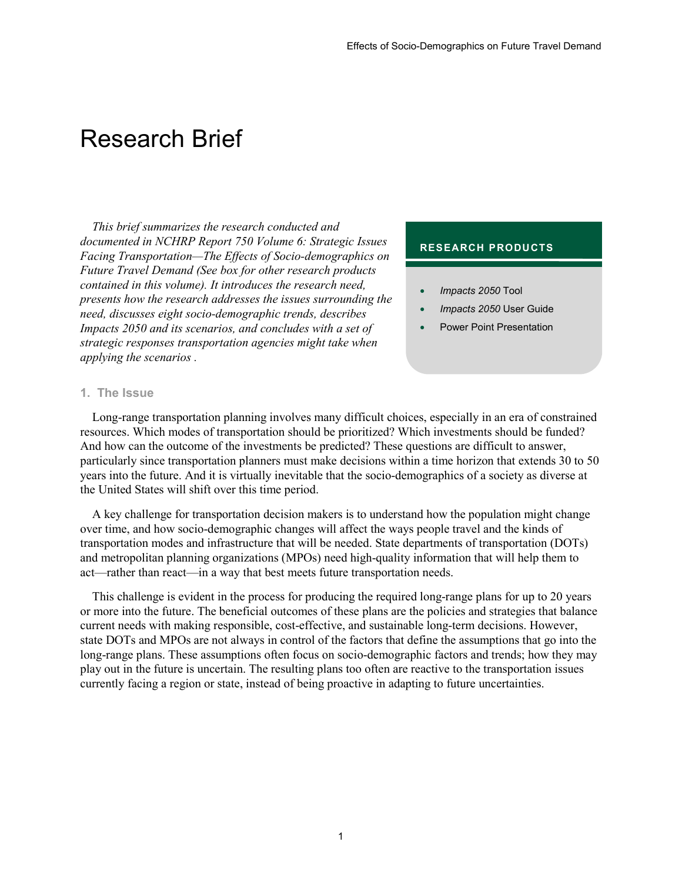# Research Brief

*This brief summarizes the research conducted and documented in NCHRP Report 750 Volume 6: Strategic Issues Facing Transportation—The Effects of Socio-demographics on Future Travel Demand (See box for other research products contained in this volume). It introduces the research need, presents how the research addresses the issues surrounding the need, discusses eight socio-demographic trends, describes Impacts 2050 and its scenarios, and concludes with a set of strategic responses transportation agencies might take when applying the scenarios .*

**RESEARCH PRODUCTS**

- *Impacts 2050* Tool
- *Impacts 2050* User Guide
- Power Point Presentation

## 1. The Issue

Long-range transportation planning involves many difficult choices, especially in an era of constrained resources. Which modes of transportation should be prioritized? Which investments should be funded? And how can the outcome of the investments be predicted? These questions are difficult to answer, particularly since transportation planners must make decisions within a time horizon that extends 30 to 50 years into the future. And it is virtually inevitable that the socio-demographics of a society as diverse at the United States will shift over this time period.

A key challenge for transportation decision makers is to understand how the population might change over time, and how socio-demographic changes will affect the ways people travel and the kinds of transportation modes and infrastructure that will be needed. State departments of transportation (DOTs) and metropolitan planning organizations (MPOs) need high-quality information that will help them to act—rather than react—in a way that best meets future transportation needs.

This challenge is evident in the process for producing the required long-range plans for up to 20 years or more into the future. The beneficial outcomes of these plans are the policies and strategies that balance current needs with making responsible, cost-effective, and sustainable long-term decisions. However, state DOTs and MPOs are not always in control of the factors that define the assumptions that go into the long-range plans. These assumptions often focus on socio-demographic factors and trends; how they may play out in the future is uncertain. The resulting plans too often are reactive to the transportation issues currently facing a region or state, instead of being proactive in adapting to future uncertainties.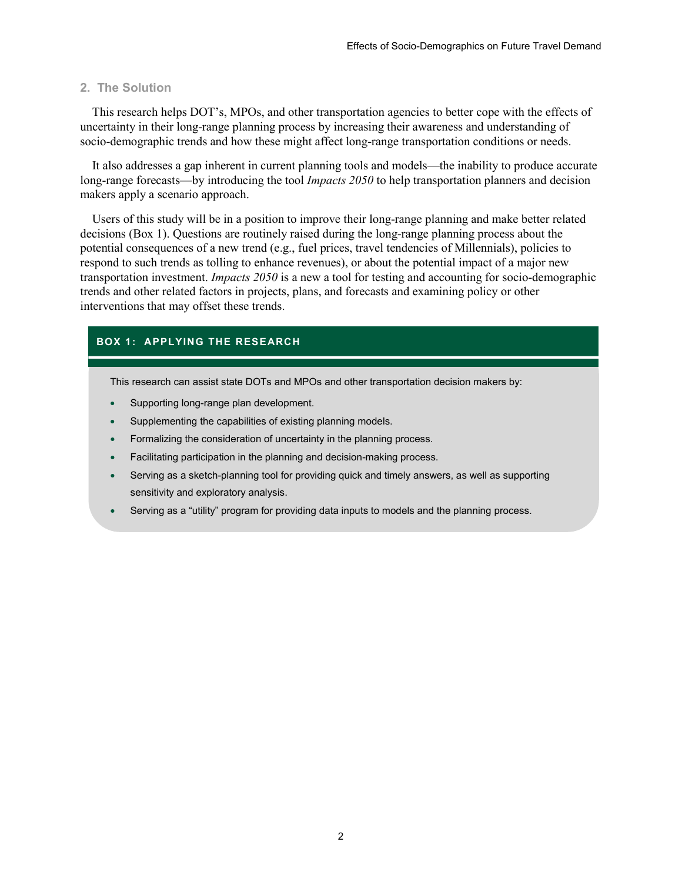## 2. The Solution

This research helps DOT's, MPOs, and other transportation agencies to better cope with the effects of uncertainty in their long-range planning process by increasing their awareness and understanding of socio-demographic trends and how these might affect long-range transportation conditions or needs.

It also addresses a gap inherent in current planning tools and models—the inability to produce accurate long-range forecasts—by introducing the tool *Impacts 2050* to help transportation planners and decision makers apply a scenario approach.

Users of this study will be in a position to improve their long-range planning and make better related decisions (Box 1). Questions are routinely raised during the long-range planning process about the potential consequences of a new trend (e.g., fuel prices, travel tendencies of Millennials), policies to respond to such trends as tolling to enhance revenues), or about the potential impact of a major new transportation investment. *Impacts 2050* is a new tool for testing and accounting for socio-demographic trends and other related factors in projects, plans, and forecasts and examining policy or other interventions that may offset these trends.

**BOX 1: APPLYING THE RESEARCH**

This research can assist state DOTs and MPOs and other transportation decision makers by:

- Supporting long-range plan development.
- Supplementing the capabilities of existing planning models.
- Formalizing the consideration of uncertainty in the planning process.
- Facilitating participation in the planning and decision-making process.
- Serving as a sketch-planning tool for providing quick and timely answers, as well as supporting sensitivity and exploratory analysis.
- Serving as a "utility" program for providing data inputs to models and the planning process.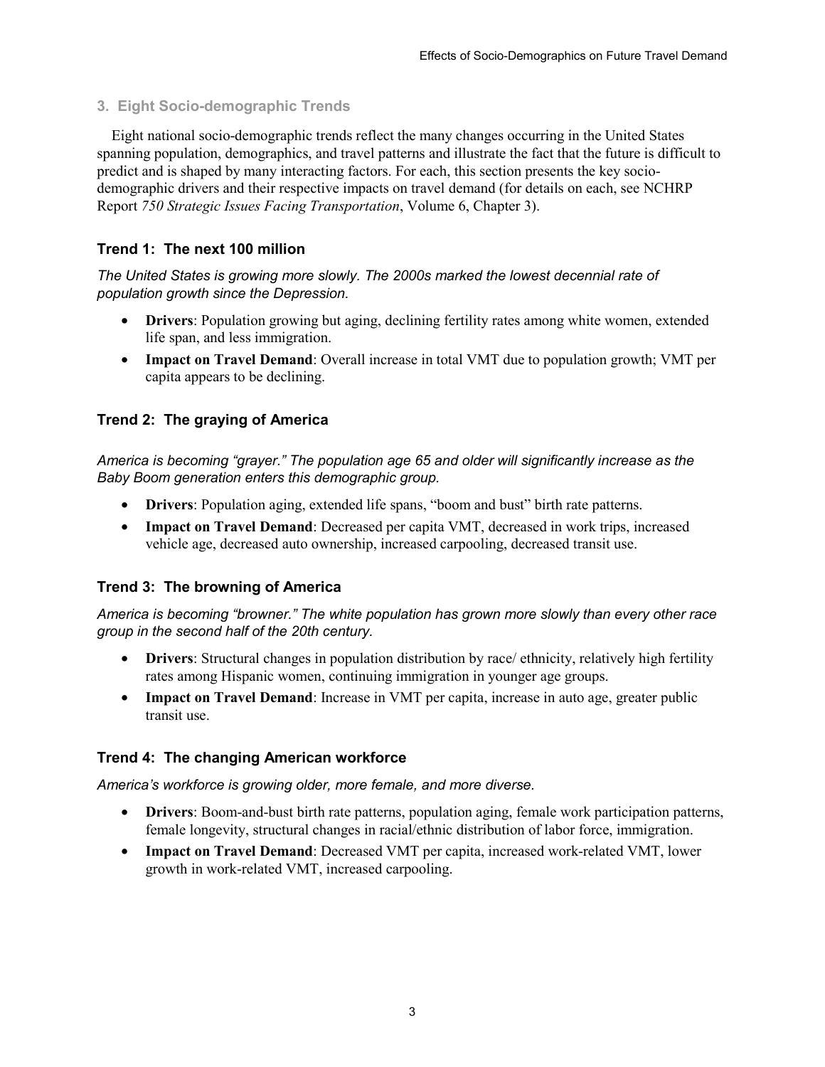## 3. Eight Socio-demographic Trends

Eight national socio-demographic trends reflect the many changes occurring in the United States spanning population, demographics, and travel patterns and illustrate the fact that the future is difficult to predict and is shaped by many interacting factors. For each, this section presents the key socio-demographic drivers and their respective impacts on travel demand (for details on each, see NCHRP Report *750 Strategic Issues Facing Transportation*, Volume 6, Chapter 3).

### Trend 1: The next 100 million

*The United States is growing more slowly. The 2000s marked the lowest decennial rate of population growth since the Depression.*

- **Drivers**: Population growing but aging, declining fertility rates among white women, extended life span, and less immigration.
- **Impact on Travel Demand**: Overall increase in total VMT due to population growth; VMT per capita appears to be declining.

### Trend 2: The graying of America

*America is becoming "grayer." The population age 65 and older will significantly increase as the Baby Boom generation enters this demographic group.*

- **Drivers**: Population aging, extended life spans, "boom and bust" birth rate patterns.
- **Impact on Travel Demand**: Decreased per capita VMT, decreased in work trips, increased vehicle age, decreased auto ownership, increased carpooling, decreased transit use.

### Trend 3: The browning of America

*America is becoming "browner." The white population has grown more slowly than every other race group in the second half of the 20th century.*

- **Drivers**: Structural changes in population distribution by race/ ethnicity, relatively high fertility rates among Hispanic women, continuing immigration in younger age groups.
- **Impact on Travel Demand**: Increase in VMT per capita, increase in auto age, greater public transit use.

### Trend 4: The changing American workforce

*America's workforce is growing older, more female, and more diverse.*

- **Drivers**: Boom-and-bust birth rate patterns, population aging, female work participation patterns, female longevity, structural changes in racial/ethnic distribution of labor force, immigration.
- **Impact on Travel Demand**: Decreased VMT per capita, increased work-related VMT, lower growth in work-related VMT, increased carpooling.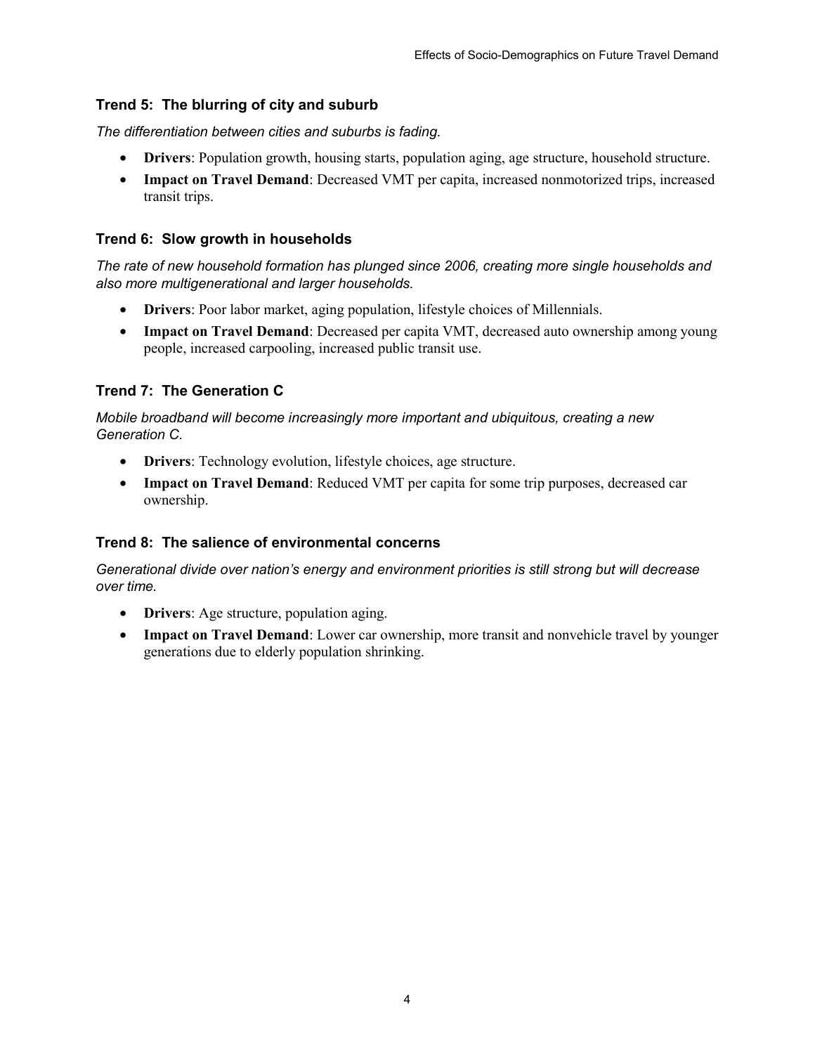### Trend 5: The blurring of city and suburb

*The differentiation between cities and suburbs is fading.*

- **Drivers**: Population growth, housing starts, population aging, age structure, household structure.
- **Impact on Travel Demand**: Decreased VMT per capita, increased nonmotorized trips, increased transit trips.

### Trend 6: Slow growth in households

*The rate of new household formation has plunged since 2006, creating more single households and also more multigenerational and larger households.*

- **Drivers**: Poor labor market, aging population, lifestyle choices of Millennials.
- **Impact on Travel Demand**: Decreased per capita VMT, decreased auto ownership among young people, increased carpooling, increased public transit use.

### Trend 7: The Generation C

*Mobile broadband will become increasingly more important and ubiquitous, creating a new Generation C.*

- **Drivers**: Technology evolution, lifestyle choices, age structure.
- **Impact on Travel Demand**: Reduced VMT per capita for some trip purposes, decreased car ownership.

### Trend 8: The salience of environmental concerns

*Generational divide over nation's energy and environment priorities is still strong but will decrease over time.*

- **Drivers**: Age structure, population aging.
- **Impact on Travel Demand**: Lower car ownership, more transit and nonvehicle travel by younger generations due to elderly population shrinking.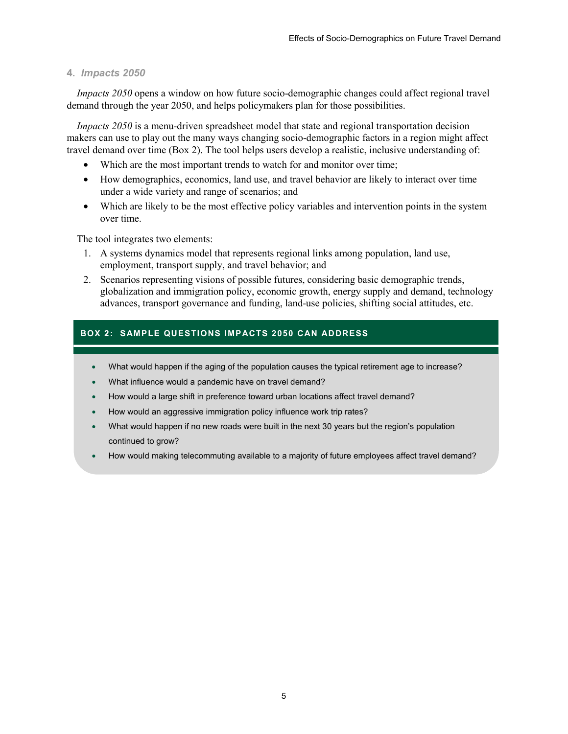## 4. *Impacts 2050*

*Impacts 2050* opens a window on how future socio-demographic changes could affect regional travel demand through the year 2050, and helps policymakers plan for those possibilities.

*Impacts 2050* is a menu-driven spreadsheet model that state and regional transportation decision makers can use to play out the many ways changing socio-demographic factors in a region might affect travel demand over time (Box 2). The tool helps users develop a realistic, inclusive understanding of:

- Which are the most important trends to watch for and monitor over time;
- How demographics, economics, land use, and travel behavior are likely to interact over time under a wide variety and range of scenarios; and
- Which are likely to be the most effective policy variables and intervention points in the system over time.

The tool integrates two elements:

1. A systems dynamics model that represents regional links among population, land use, employment, transport supply, and travel behavior; and
2. Scenarios representing visions of possible futures, considering basic demographic trends, globalization and immigration policy, economic growth, energy supply and demand, technology advances, transport governance and funding, land-use policies, shifting social attitudes, etc.

**BOX 2: SAMPLE QUESTIONS IMPACTS 2050 CAN ADDRESS**

- What would happen if the aging of the population causes the typical retirement age to increase?
- What influence would a pandemic have on travel demand?
- How would a large shift in preference toward urban locations affect travel demand?
- How would an aggressive immigration policy influence work trip rates?
- What would happen if no new roads were built in the next 30 years but the region's population continued to grow?
- How would making telecommuting available to a majority of future employees affect travel demand?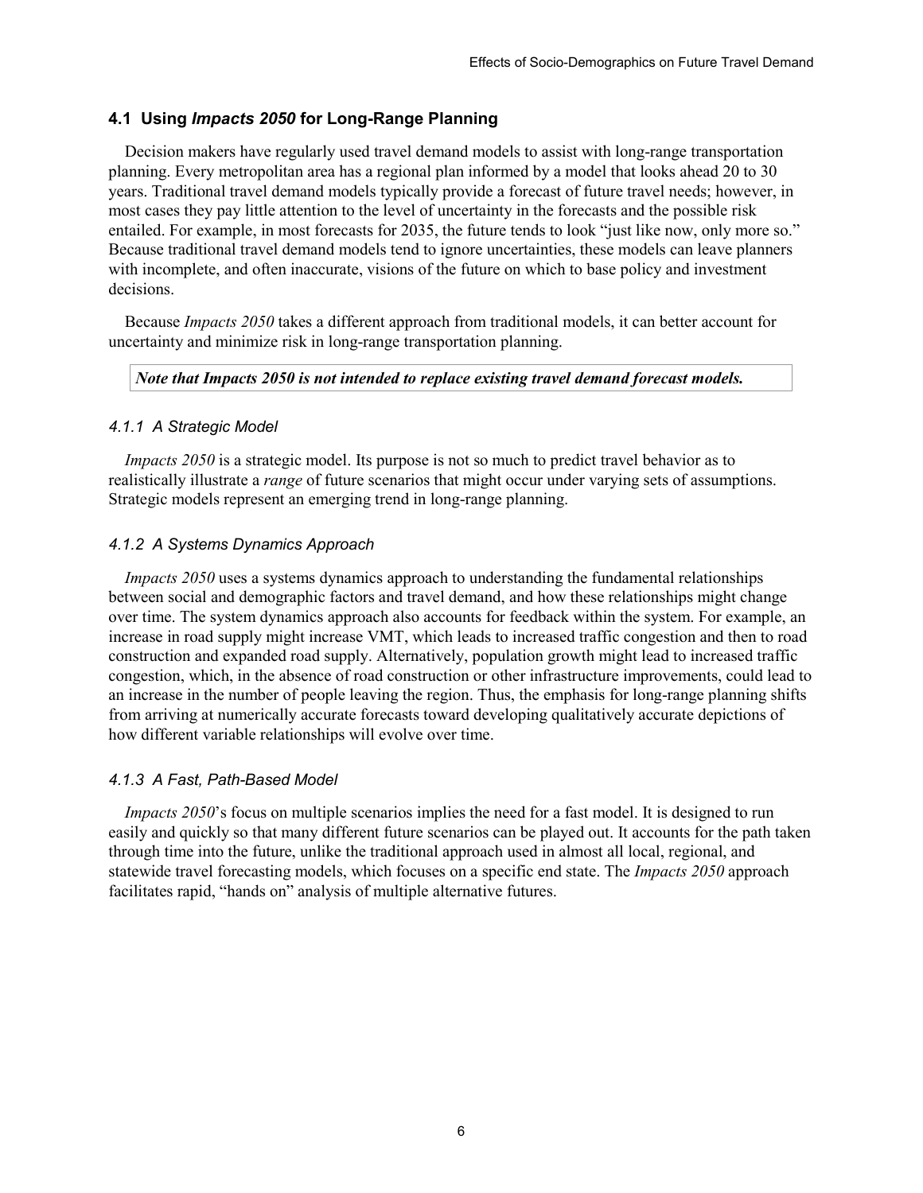## 4.1 Using *Impacts 2050* for Long-Range Planning

Decision makers have regularly used travel demand models to assist with long-range transportation planning. Every metropolitan area has a regional plan informed by a model that looks ahead 20 to 30 years. Traditional travel demand models typically provide a forecast of future travel needs; however, in most cases they pay little attention to the level of uncertainty in the forecasts and the possible risk entailed. For example, in most forecasts for 2035, the future tends to look "just like now, only more so." Because traditional travel demand models tend to ignore uncertainties, these models can leave planners with incomplete, and often inaccurate, visions of the future on which to base policy and investment decisions.

Because *Impacts 2050* takes a different approach from traditional models, it can better account for uncertainty and minimize risk in long-range transportation planning.

***Note that Impacts 2050 is not intended to replace existing travel demand forecast models.***

### *4.1.1 A Strategic Model*

*Impacts 2050* is a strategic model. Its purpose is not so much to predict travel behavior as to realistically illustrate a *range* of future scenarios that might occur under varying sets of assumptions. Strategic models represent an emerging trend in long-range planning.

### *4.1.2 A Systems Dynamics Approach*

*Impacts 2050* uses a systems dynamics approach to understanding the fundamental relationships between social and demographic factors and travel demand, and how these relationships might change over time. The system dynamics approach also accounts for feedback within the system. For example, an increase in road supply might increase VMT, which leads to increased traffic congestion and then to road construction and expanded road supply. Alternatively, population growth might lead to increased traffic congestion, which, in the absence of road construction or other infrastructure improvements, could lead to an increase in the number of people leaving the region. Thus, the emphasis for long-range planning shifts from arriving at numerically accurate forecasts toward developing qualitatively accurate depictions of how different variable relationships will evolve over time.

### *4.1.3 A Fast, Path-Based Model*

*Impacts 2050*'s focus on multiple scenarios implies the need for a fast model. It is designed to run easily and quickly so that many different future scenarios can be played out. It accounts for the path taken through time into the future, unlike the traditional approach used in almost all local, regional, and statewide travel forecasting models, which focuses on a specific end state. The *Impacts 2050* approach facilitates rapid, "hands on" analysis of multiple alternative futures.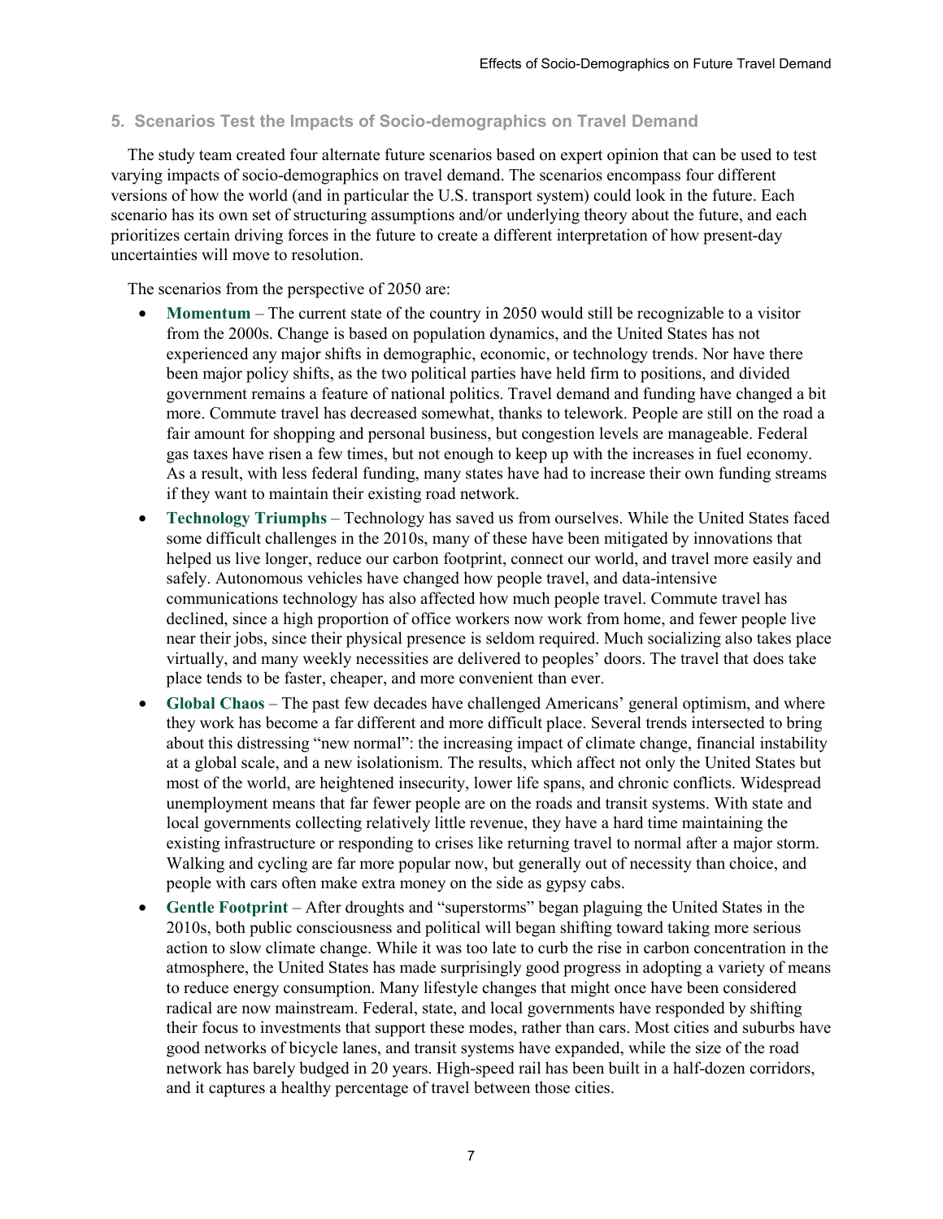## 5. Scenarios Test the Impacts of Socio-demographics on Travel Demand

The study team created four alternate future scenarios based on expert opinion that can be used to test varying impacts of socio-demographics on travel demand. The scenarios encompass four different versions of how the world (and in particular the U.S. transport system) could look in the future. Each scenario has its own set of structuring assumptions and/or underlying theory about the future, and each prioritizes certain driving forces in the future to create a different interpretation of how present-day uncertainties will move to resolution.

The scenarios from the perspective of 2050 are:

- **Momentum** – The current state of the country in 2050 would still be recognizable to a visitor from the 2000s. Change is based on population dynamics, and the United States has not experienced any major shifts in demographic, economic, or technology trends. Nor have there been major policy shifts, as the two political parties have held firm to positions, and divided government remains a feature of national politics. Travel demand and funding have changed a bit more. Commute travel has decreased somewhat, thanks to telework. People are still on the road a fair amount for shopping and personal business, but congestion levels are manageable. Federal gas taxes have risen a few times, but not enough to keep up with the increases in fuel economy. As a result, with less federal funding, many states have had to increase their own funding streams if they want to maintain their existing road network.
- **Technology Triumphs** – Technology has saved us from ourselves. While the United States faced some difficult challenges in the 2010s, many of these have been mitigated by innovations that helped us live longer, reduce our carbon footprint, connect our world, and travel more easily and safely. Autonomous vehicles have changed how people travel, and data-intensive communications technology has also affected how much people travel. Commute travel has declined, since a high proportion of office workers now work from home, and fewer people live near their jobs, since their physical presence is seldom required. Much socializing also takes place virtually, and many weekly necessities are delivered to peoples' doors. The travel that does take place tends to be faster, cheaper, and more convenient than ever.
- **Global Chaos** – The past few decades have challenged Americans' general optimism, and where they work has become a far different and more difficult place. Several trends intersected to bring about this distressing "new normal": the increasing impact of climate change, financial instability at a global scale, and a new isolationism. The results, which affect not only the United States but most of the world, are heightened insecurity, lower life spans, and chronic conflicts. Widespread unemployment means that far fewer people are on the roads and transit systems. With state and local governments collecting relatively little revenue, they have a hard time maintaining the existing infrastructure or responding to crises like returning travel to normal after a major storm. Walking and cycling are far more popular now, but generally out of necessity than choice, and people with cars often make extra money on the side as gypsy cabs.
- **Gentle Footprint** – After droughts and "superstorms" began plaguing the United States in the 2010s, both public consciousness and political will began shifting toward taking more serious action to slow climate change. While it was too late to curb the rise in carbon concentration in the atmosphere, the United States has made surprisingly good progress in adopting a variety of means to reduce energy consumption. Many lifestyle changes that might once have been considered radical are now mainstream. Federal, state, and local governments have responded by shifting their focus to investments that support these modes, rather than cars. Most cities and suburbs have good networks of bicycle lanes, and transit systems have expanded, while the size of the road network has barely budged in 20 years. High-speed rail has been built in a half-dozen corridors, and it captures a healthy percentage of travel between those cities.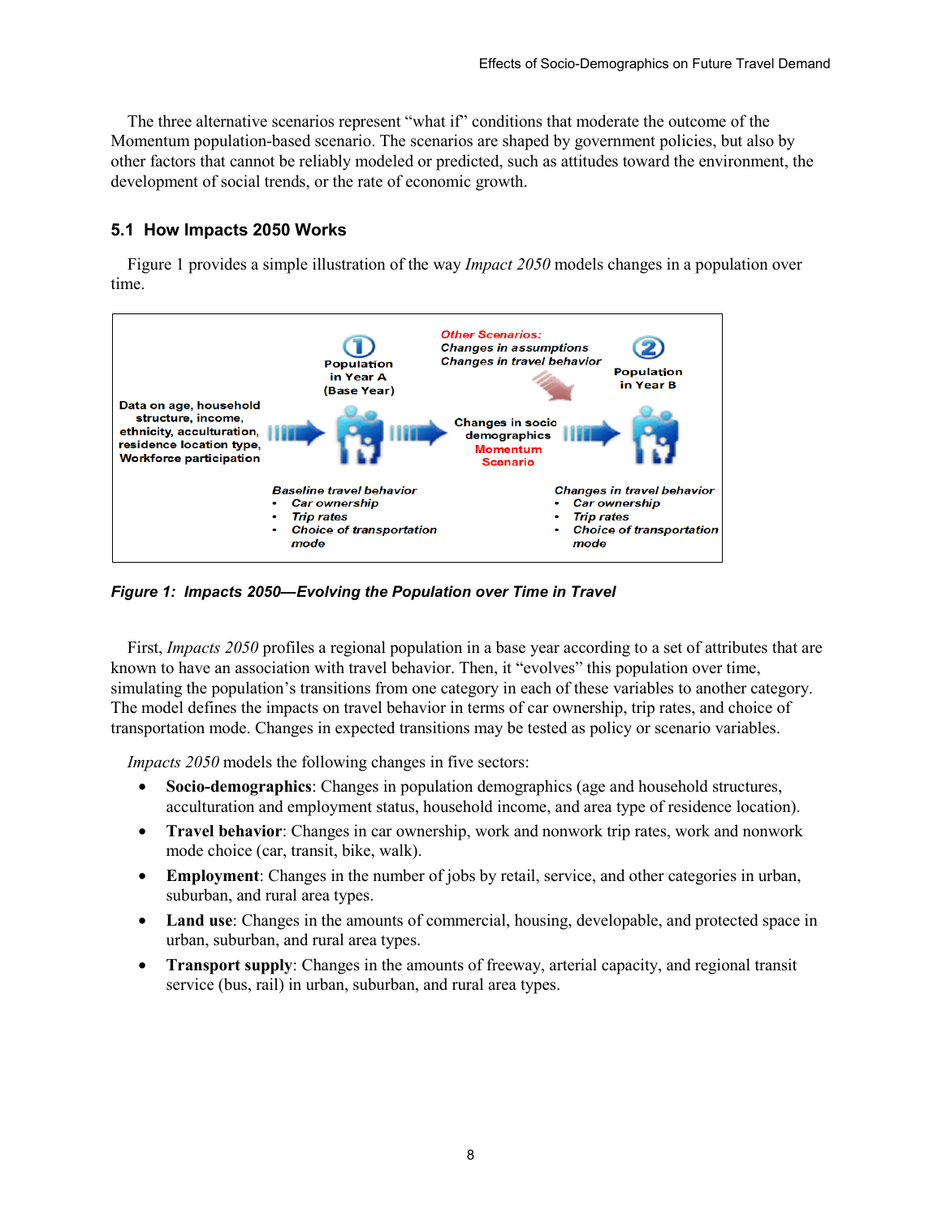The three alternative scenarios represent "what if" conditions that moderate the outcome of the Momentum population-based scenario. The scenarios are shaped by government policies, but also by other factors that cannot be reliably modeled or predicted, such as attitudes toward the environment, the development of social trends, or the rate of economic growth.

## 5.1 How Impacts 2050 Works

Figure 1 provides a simple illustration of the way *Impact 2050* models changes in a population over time.

Data on age, household structure, income, ethnicity, acculturation, residence location type, Workforce participation

① Population in Year A (Base Year)

*Baseline travel behavior*
- *Car ownership*
- *Trip rates*
- *Choice of transportation mode*

*Other Scenarios:*
*Changes in assumptions*
*Changes in travel behavior*

Changes in socio demographics Momentum Scenario

② Population in Year B

*Changes in travel behavior*
- *Car ownership*
- *Trip rates*
- *Choice of transportation mode*

***Figure 1: Impacts 2050—Evolving the Population over Time in Travel***

First, *Impacts 2050* profiles a regional population in a base year according to a set of attributes that are known to have an association with travel behavior. Then, it "evolves" this population over time, simulating the population's transitions from one category in each of these variables to another category. The model defines the impacts on travel behavior in terms of car ownership, trip rates, and choice of transportation mode. Changes in expected transitions may be tested as policy or scenario variables.

*Impacts 2050* models the following changes in five sectors:

- **Socio-demographics**: Changes in population demographics (age and household structures, acculturation and employment status, household income, and area type of residence location).
- **Travel behavior**: Changes in car ownership, work and nonwork trip rates, work and nonwork mode choice (car, transit, bike, walk).
- **Employment**: Changes in the number of jobs by retail, service, and other categories in urban, suburban, and rural area types.
- **Land use**: Changes in the amounts of commercial, housing, developable, and protected space in urban, suburban, and rural area types.
- **Transport supply**: Changes in the amounts of freeway, arterial capacity, and regional transit service (bus, rail) in urban, suburban, and rural area types.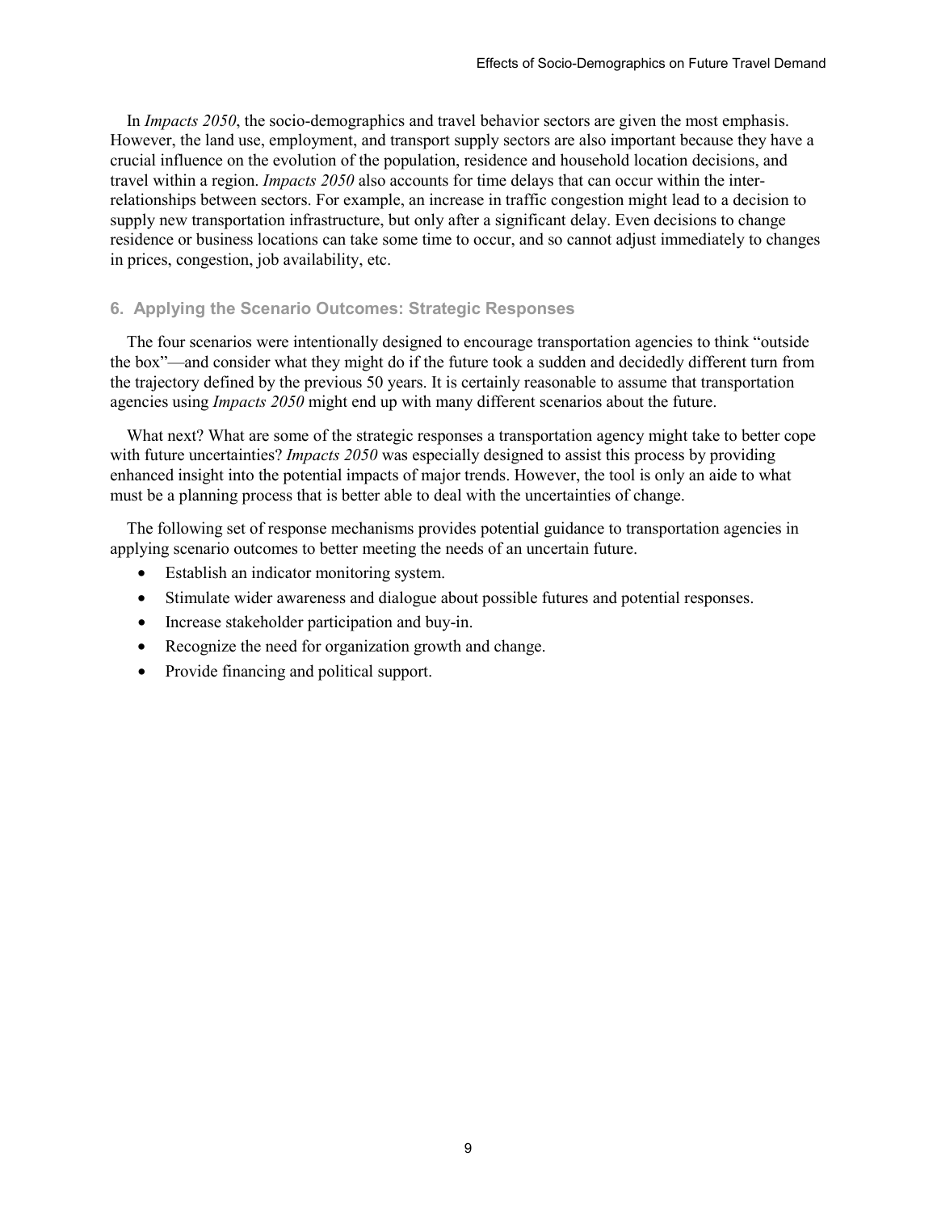In *Impacts 2050*, the socio-demographics and travel behavior sectors are given the most emphasis. However, the land use, employment, and transport supply sectors are also important because they have a crucial influence on the evolution of the population, residence and household location decisions, and travel within a region. *Impacts 2050* also accounts for time delays that can occur within the inter-relationships between sectors. For example, an increase in traffic congestion might lead to a decision to supply new transportation infrastructure, but only after a significant delay. Even decisions to change residence or business locations can take some time to occur, and so cannot adjust immediately to changes in prices, congestion, job availability, etc.

## 6. Applying the Scenario Outcomes: Strategic Responses

The four scenarios were intentionally designed to encourage transportation agencies to think "outside the box"—and consider what they might do if the future took a sudden and decidedly different turn from the trajectory defined by the previous 50 years. It is certainly reasonable to assume that transportation agencies using *Impacts 2050* might end up with many different scenarios about the future.

What next? What are some of the strategic responses a transportation agency might take to better cope with future uncertainties? *Impacts 2050* was especially designed to assist this process by providing enhanced insight into the potential impacts of major trends. However, the tool is only an aide to what must be a planning process that is better able to deal with the uncertainties of change.

The following set of response mechanisms provides potential guidance to transportation agencies in applying scenario outcomes to better meeting the needs of an uncertain future.

- Establish an indicator monitoring system.
- Stimulate wider awareness and dialogue about possible futures and potential responses.
- Increase stakeholder participation and buy-in.
- Recognize the need for organization growth and change.
- Provide financing and political support.